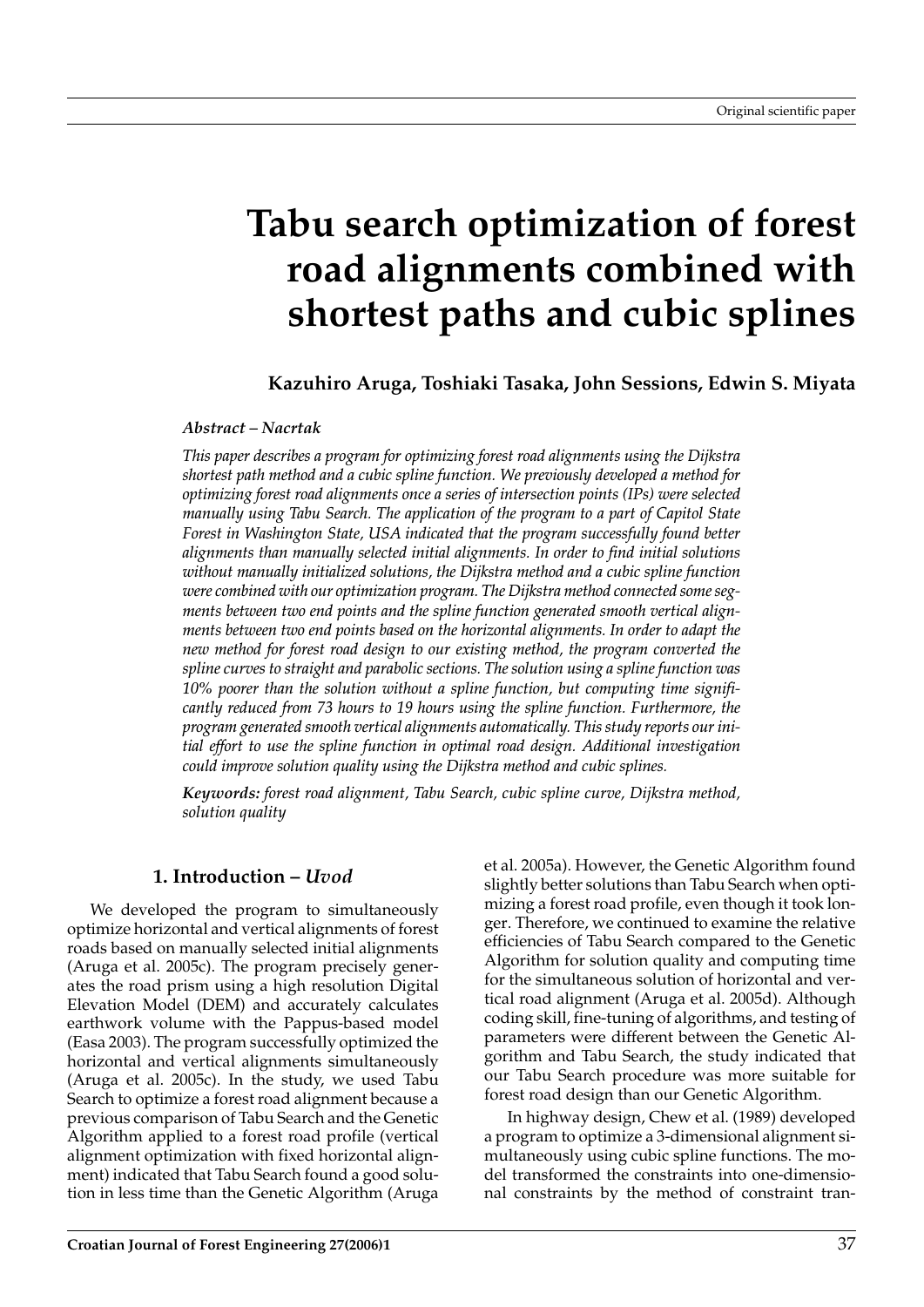Original scientific paper

# Tabu search optimization of forest road alignments combined with shortest paths and cubic splines

**Kazuhiro Aruga, Toshiaki Tasaka, John Sessions, Edwin S. Miyata**

***Abstract – Nacrtak***

*This paper describes a program for optimizing forest road alignments using the Dijkstra shortest path method and a cubic spline function. We previously developed a method for optimizing forest road alignments once a series of intersection points (IPs) were selected manually using Tabu Search. The application of the program to a part of Capitol State Forest in Washington State, USA indicated that the program successfully found better alignments than manually selected initial alignments. In order to find initial solutions without manually initialized solutions, the Dijkstra method and a cubic spline function were combined with our optimization program. The Dijkstra method connected some segments between two end points and the spline function generated smooth vertical alignments between two end points based on the horizontal alignments. In order to adapt the new method for forest road design to our existing method, the program converted the spline curves to straight and parabolic sections. The solution using a spline function was 10% poorer than the solution without a spline function, but computing time significantly reduced from 73 hours to 19 hours using the spline function. Furthermore, the program generated smooth vertical alignments automatically. This study reports our initial effort to use the spline function in optimal road design. Additional investigation could improve solution quality using the Dijkstra method and cubic splines.*

***Keywords:*** *forest road alignment, Tabu Search, cubic spline curve, Dijkstra method, solution quality*

## 1. Introduction – *Uvod*

We developed the program to simultaneously optimize horizontal and vertical alignments of forest roads based on manually selected initial alignments (Aruga et al. 2005c). The program precisely generates the road prism using a high resolution Digital Elevation Model (DEM) and accurately calculates earthwork volume with the Pappus-based model (Easa 2003). The program successfully optimized the horizontal and vertical alignments simultaneously (Aruga et al. 2005c). In the study, we used Tabu Search to optimize a forest road alignment because a previous comparison of Tabu Search and the Genetic Algorithm applied to a forest road profile (vertical alignment optimization with fixed horizontal alignment) indicated that Tabu Search found a good solution in less time than the Genetic Algorithm (Aruga et al. 2005a). However, the Genetic Algorithm found slightly better solutions than Tabu Search when optimizing a forest road profile, even though it took longer. Therefore, we continued to examine the relative efficiencies of Tabu Search compared to the Genetic Algorithm for solution quality and computing time for the simultaneous solution of horizontal and vertical road alignment (Aruga et al. 2005d). Although coding skill, fine-tuning of algorithms, and testing of parameters were different between the Genetic Algorithm and Tabu Search, the study indicated that our Tabu Search procedure was more suitable for forest road design than our Genetic Algorithm.

In highway design, Chew et al. (1989) developed a program to optimize a 3-dimensional alignment simultaneously using cubic spline functions. The model transformed the constraints into one-dimensional constraints by the method of constraint tran-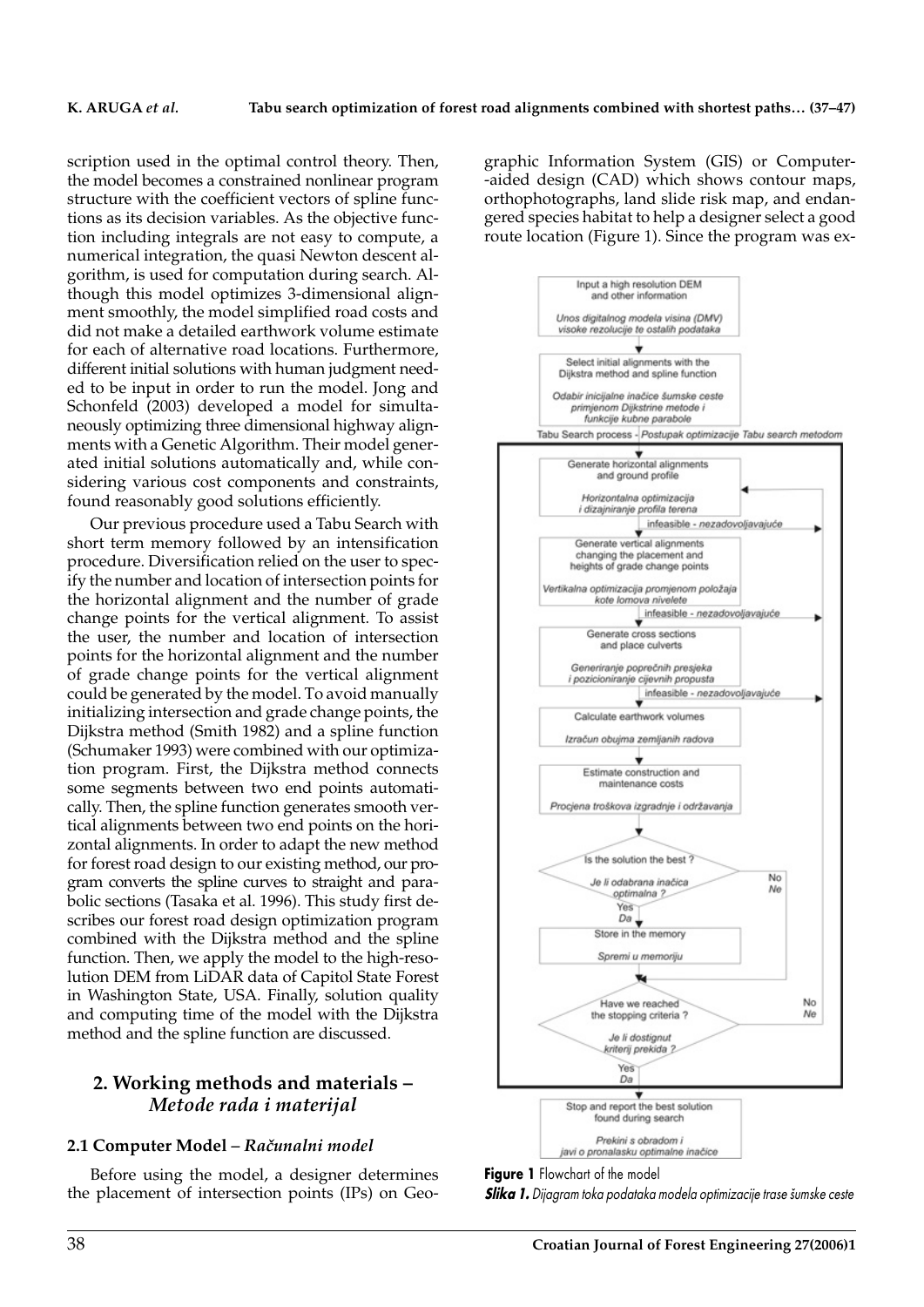scription used in the optimal control theory. Then, the model becomes a constrained nonlinear program structure with the coefficient vectors of spline functions as its decision variables. As the objective function including integrals are not easy to compute, a numerical integration, the quasi Newton descent algorithm, is used for computation during search. Although this model optimizes 3-dimensional alignment smoothly, the model simplified road costs and did not make a detailed earthwork volume estimate for each of alternative road locations. Furthermore, different initial solutions with human judgment needed to be input in order to run the model. Jong and Schonfeld (2003) developed a model for simultaneously optimizing three dimensional highway alignments with a Genetic Algorithm. Their model generated initial solutions automatically and, while considering various cost components and constraints, found reasonably good solutions efficiently.

Our previous procedure used a Tabu Search with short term memory followed by an intensification procedure. Diversification relied on the user to specify the number and location of intersection points for the horizontal alignment and the number of grade change points for the vertical alignment. To assist the user, the number and location of intersection points for the horizontal alignment and the number of grade change points for the vertical alignment could be generated by the model. To avoid manually initializing intersection and grade change points, the Dijkstra method (Smith 1982) and a spline function (Schumaker 1993) were combined with our optimization program. First, the Dijkstra method connects some segments between two end points automatically. Then, the spline function generates smooth vertical alignments between two end points on the horizontal alignments. In order to adapt the new method for forest road design to our existing method, our program converts the spline curves to straight and parabolic sections (Tasaka et al. 1996). This study first describes our forest road design optimization program combined with the Dijkstra method and the spline function. Then, we apply the model to the high-resolution DEM from LiDAR data of Capitol State Forest in Washington State, USA. Finally, solution quality and computing time of the model with the Dijkstra method and the spline function are discussed.

## 2. Working methods and materials – *Metode rada i materijal*

### 2.1 Computer Model – *Računalni model*

Before using the model, a designer determines the placement of intersection points (IPs) on Geographic Information System (GIS) or Computer-aided design (CAD) which shows contour maps, orthophotographs, land slide risk map, and endangered species habitat to help a designer select a good route location (Figure 1). Since the program was ex-

Input a high resolution DEM and other information
*Unos digitalnog modela visina (DMV) visoke rezolucije te ostalih podataka*

Select initial alignments with the Dijkstra method and spline function
*Odabir inicijalne inačice šumske ceste primjenom Dijkstrine metode i funkcije kubne parabole*

Tabu Search process - *Postupak optimizacije Tabu search metodom*

Generate horizontal alignments and ground profile
*Horizontalna optimizacija i dizajniranje profila terena*
infeasible - *nezadovoljavajuće*

Generate vertical alignments changing the placement and heights of grade change points
*Vertikalna optimizacija promjenom položaja kote lomova nivelete*
infeasible - *nezadovoljavajuće*

Generate cross sections and place culverts
*Generiranje poprečnih presjeka i pozicioniranje cijevnih propusta*
infeasible - *nezadovoljavajuće*

Calculate earthwork volumes
*Izračun obujma zemljanih radova*

Estimate construction and maintenance costs
*Procjena troškova izgradnje i održavanja*

Is the solution the best? *Je li odabrana inačica optimalna?* — Yes/*Da*; No/*Ne*

Store in the memory
*Spremi u memoriju*

Have we reached the stopping criteria? *Je li dostignut kriterij prekida?* — Yes/*Da*; No/*Ne*

Stop and report the best solution found during search
*Prekini s obradom i javi o pronalasku optimalne inačice*

**Figure 1** Flowchart of the model
***Slika 1.** Dijagram toka podataka modela optimizacije trase šumske ceste*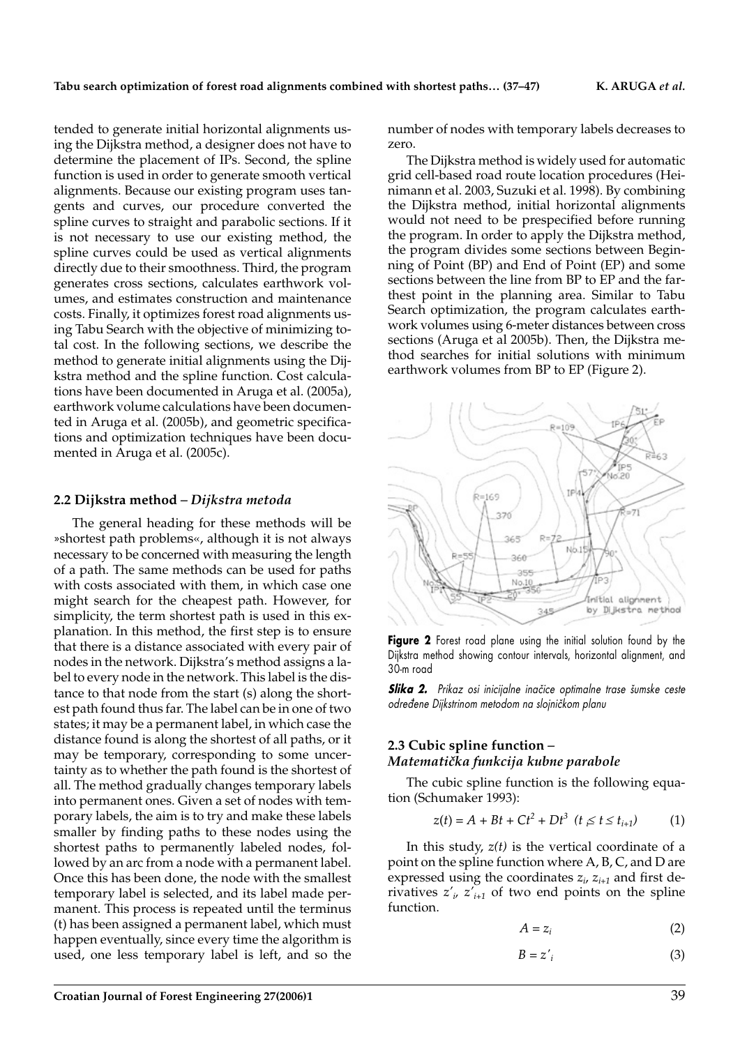tended to generate initial horizontal alignments using the Dijkstra method, a designer does not have to determine the placement of IPs. Second, the spline function is used in order to generate smooth vertical alignments. Because our existing program uses tangents and curves, our procedure converted the spline curves to straight and parabolic sections. If it is not necessary to use our existing method, the spline curves could be used as vertical alignments directly due to their smoothness. Third, the program generates cross sections, calculates earthwork volumes, and estimates construction and maintenance costs. Finally, it optimizes forest road alignments using Tabu Search with the objective of minimizing total cost. In the following sections, we describe the method to generate initial alignments using the Dijkstra method and the spline function. Cost calculations have been documented in Aruga et al. (2005a), earthwork volume calculations have been documented in Aruga et al. (2005b), and geometric specifications and optimization techniques have been documented in Aruga et al. (2005c).

### 2.2 Dijkstra method – *Dijkstra metoda*

The general heading for these methods will be »shortest path problems«, although it is not always necessary to be concerned with measuring the length of a path. The same methods can be used for paths with costs associated with them, in which case one might search for the cheapest path. However, for simplicity, the term shortest path is used in this explanation. In this method, the first step is to ensure that there is a distance associated with every pair of nodes in the network. Dijkstra's method assigns a label to every node in the network. This label is the distance to that node from the start (s) along the shortest path found thus far. The label can be in one of two states; it may be a permanent label, in which case the distance found is along the shortest of all paths, or it may be temporary, corresponding to some uncertainty as to whether the path found is the shortest of all. The method gradually changes temporary labels into permanent ones. Given a set of nodes with temporary labels, the aim is to try and make these labels smaller by finding paths to these nodes using the shortest paths to permanently labeled nodes, followed by an arc from a node with a permanent label. Once this has been done, the node with the smallest temporary label is selected, and its label made permanent. This process is repeated until the terminus (t) has been assigned a permanent label, which must happen eventually, since every time the algorithm is used, one less temporary label is left, and so the number of nodes with temporary labels decreases to zero.

The Dijkstra method is widely used for automatic grid cell-based road route location procedures (Heinimann et al. 2003, Suzuki et al. 1998). By combining the Dijkstra method, initial horizontal alignments would not need to be prespecified before running the program. In order to apply the Dijkstra method, the program divides some sections between Beginning of Point (BP) and End of Point (EP) and some sections between the line from BP to EP and the farthest point in the planning area. Similar to Tabu Search optimization, the program calculates earthwork volumes using 6-meter distances between cross sections (Aruga et al 2005b). Then, the Dijkstra method searches for initial solutions with minimum earthwork volumes from BP to EP (Figure 2).

**Figure 2** Forest road plane using the initial solution found by the Dijkstra method showing contour intervals, horizontal alignment, and 30-m road

***Slika 2.*** *Prikaz osi inicijalne inačice optimalne trase šumske ceste određene Dijkstrinom metodom na slojničkom planu*

### 2.3 Cubic spline function – *Matematička funkcija kubne parabole*

The cubic spline function is the following equation (Schumaker 1993):

$$z(t) = A + Bt + Ct^2 + Dt^3 \quad (t \le t \le t_{i+1}) \qquad (1)$$

In this study, $z(t)$ is the vertical coordinate of a point on the spline function where A, B, C, and D are expressed using the coordinates $z_i$, $z_{i+1}$ and first derivatives $z'_i$, $z'_{i+1}$ of two end points on the spline function.

$$A = z_i \qquad (2)$$

$$B = z'_i \qquad (3)$$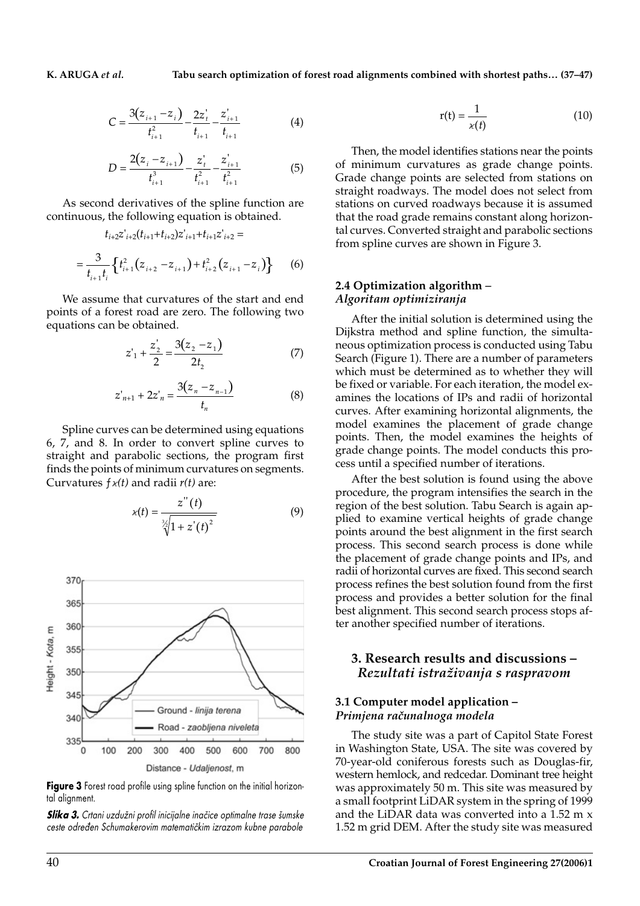$$C = \frac{3(z_{i+1} - z_i)}{t_{i+1}^2} - \frac{2z'_t}{t_{i+1}} - \frac{z'_{i+1}}{t_{i+1}} \quad (4)$$

$$D = \frac{2(z_i - z_{i+1})}{t_{i+1}^3} - \frac{z'_t}{t_{i+1}^2} - \frac{z'_{i+1}}{t_{i+1}^2} \quad (5)$$

As second derivatives of the spline function are continuous, the following equation is obtained.

$$t_{i+2}z'_{i+2}(t_{i+1}+t_{i+2})z'_{i+1}+t_{i+1}z'_{i+2} =$$

$$= \frac{3}{t_{i+1}t_i}\left\{t_{i+1}^2(z_{i+2} - z_{i+1}) + t_{i+2}^2(z_{i+1} - z_i)\right\} \quad (6)$$

We assume that curvatures of the start and end points of a forest road are zero. The following two equations can be obtained.

$$z'_1 + \frac{z'_2}{2} = \frac{3(z_2 - z_1)}{2t_2} \quad (7)$$

$$z'_{n+1} + 2z'_n = \frac{3(z_n - z_{n-1})}{t_n} \quad (8)$$

Spline curves can be determined using equations 6, 7, and 8. In order to convert spline curves to straight and parabolic sections, the program first finds the points of minimum curvatures on segments. Curvatures $f\varkappa(t)$ and radii $r(t)$ are:

$$\varkappa(t) = \frac{z''(t)}{\sqrt[3/2]{1 + z'(t)^2}} \quad (9)$$

**Figure 3** Forest road profile using spline function on the initial horizontal alignment.

***Slika 3.*** *Crtani uzdužni profil inicijalne inačice optimalne trase šumske ceste određen Schumakerovim matematičkim izrazom kubne parabole*

$$r(t) = \frac{1}{\varkappa(t)} \quad (10)$$

Then, the model identifies stations near the points of minimum curvatures as grade change points. Grade change points are selected from stations on straight roadways. The model does not select from stations on curved roadways because it is assumed that the road grade remains constant along horizontal curves. Converted straight and parabolic sections from spline curves are shown in Figure 3.

### 2.4 Optimization algorithm – *Algoritam optimiziranja*

After the initial solution is determined using the Dijkstra method and spline function, the simultaneous optimization process is conducted using Tabu Search (Figure 1). There are a number of parameters which must be determined as to whether they will be fixed or variable. For each iteration, the model examines the locations of IPs and radii of horizontal curves. After examining horizontal alignments, the model examines the placement of grade change points. Then, the model examines the heights of grade change points. The model conducts this process until a specified number of iterations.

After the best solution is found using the above procedure, the program intensifies the search in the region of the best solution. Tabu Search is again applied to examine vertical heights of grade change points around the best alignment in the first search process. This second search process is done while the placement of grade change points and IPs, and radii of horizontal curves are fixed. This second search process refines the best solution found from the first process and provides a better solution for the final best alignment. This second search process stops after another specified number of iterations.

## 3. Research results and discussions – *Rezultati istraživanja s raspravom*

### 3.1 Computer model application – *Primjena računalnoga modela*

The study site was a part of Capitol State Forest in Washington State, USA. The site was covered by 70-year-old coniferous forests such as Douglas-fir, western hemlock, and redcedar. Dominant tree height was approximately 50 m. This site was measured by a small footprint LiDAR system in the spring of 1999 and the LiDAR data was converted into a 1.52 m x 1.52 m grid DEM. After the study site was measured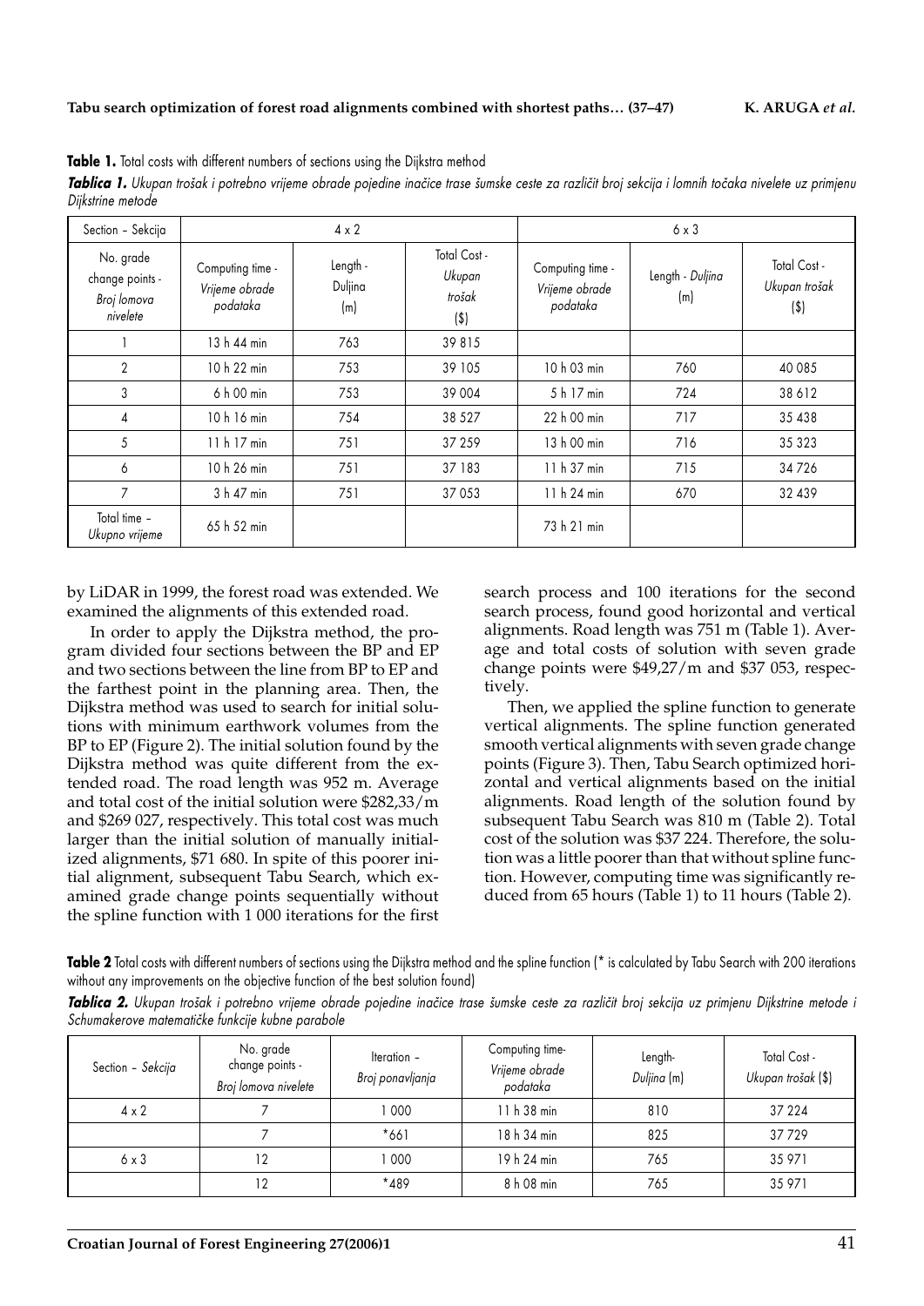**Table 1.** Total costs with different numbers of sections using the Dijkstra method

***Tablica 1.*** *Ukupan trošak i potrebno vrijeme obrade pojedine inačice trase šumske ceste za različit broj sekcija i lomnih točaka nivelete uz primjenu Dijkstrine metode*

| Section – *Sekcija* | 4 x 2 | | | 6 x 3 | | |
|---|---|---|---|---|---|---|
| No. grade change points - *Broj lomova nivelete* | Computing time - *Vrijeme obrade podataka* | Length - *Duljina* (m) | Total Cost - *Ukupan trošak* ($) | Computing time - *Vrijeme obrade podataka* | Length - *Duljina* (m) | Total Cost - *Ukupan trošak* ($) |
| 1 | 13 h 44 min | 763 | 39 815 | | | |
| 2 | 10 h 22 min | 753 | 39 105 | 10 h 03 min | 760 | 40 085 |
| 3 | 6 h 00 min | 753 | 39 004 | 5 h 17 min | 724 | 38 612 |
| 4 | 10 h 16 min | 754 | 38 527 | 22 h 00 min | 717 | 35 438 |
| 5 | 11 h 17 min | 751 | 37 259 | 13 h 00 min | 716 | 35 323 |
| 6 | 10 h 26 min | 751 | 37 183 | 11 h 37 min | 715 | 34 726 |
| 7 | 3 h 47 min | 751 | 37 053 | 11 h 24 min | 670 | 32 439 |
| Total time – *Ukupno vrijeme* | 65 h 52 min | | | 73 h 21 min | | |

by LiDAR in 1999, the forest road was extended. We examined the alignments of this extended road.

In order to apply the Dijkstra method, the program divided four sections between the BP and EP and two sections between the line from BP to EP and the farthest point in the planning area. Then, the Dijkstra method was used to search for initial solutions with minimum earthwork volumes from the BP to EP (Figure 2). The initial solution found by the Dijkstra method was quite different from the extended road. The road length was 952 m. Average and total cost of the initial solution were $282,33/m and $269 027, respectively. This total cost was much larger than the initial solution of manually initialized alignments, $71 680. In spite of this poorer initial alignment, subsequent Tabu Search, which examined grade change points sequentially without the spline function with 1 000 iterations for the first search process and 100 iterations for the second search process, found good horizontal and vertical alignments. Road length was 751 m (Table 1). Average and total costs of solution with seven grade change points were $49,27/m and $37 053, respectively.

Then, we applied the spline function to generate vertical alignments. The spline function generated smooth vertical alignments with seven grade change points (Figure 3). Then, Tabu Search optimized horizontal and vertical alignments based on the initial alignments. Road length of the solution found by subsequent Tabu Search was 810 m (Table 2). Total cost of the solution was $37 224. Therefore, the solution was a little poorer than that without spline function. However, computing time was significantly reduced from 65 hours (Table 1) to 11 hours (Table 2).

**Table 2** Total costs with different numbers of sections using the Dijkstra method and the spline function (* is calculated by Tabu Search with 200 iterations without any improvements on the objective function of the best solution found)

***Tablica 2.*** *Ukupan trošak i potrebno vrijeme obrade pojedine inačice trase šumske ceste za različit broj sekcija uz primjenu Dijkstrine metode i Schumakerove matematičke funkcije kubne parabole*

| Section – *Sekcija* | No. grade change points - *Broj lomova nivelete* | Iteration – *Broj ponavljanja* | Computing time- *Vrijeme obrade podataka* | Length- *Duljina* (m) | Total Cost - *Ukupan trošak* ($) |
|---|---|---|---|---|---|
| 4 x 2 | 7 | 1 000 | 11 h 38 min | 810 | 37 224 |
| | 7 | *661 | 18 h 34 min | 825 | 37 729 |
| 6 x 3 | 12 | 1 000 | 19 h 24 min | 765 | 35 971 |
| | 12 | *489 | 8 h 08 min | 765 | 35 971 |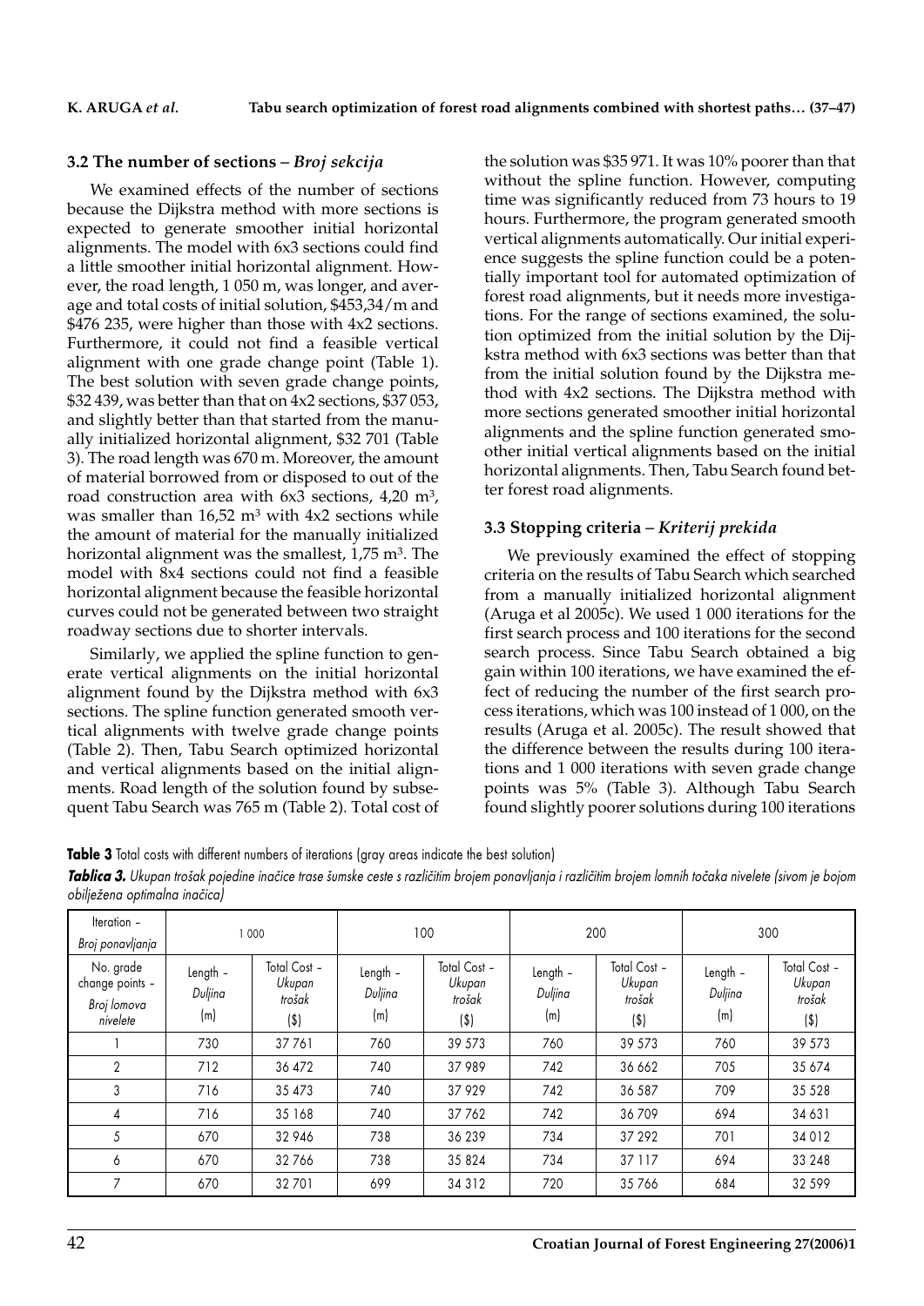### 3.2 The number of sections – *Broj sekcija*

We examined effects of the number of sections because the Dijkstra method with more sections is expected to generate smoother initial horizontal alignments. The model with 6x3 sections could find a little smoother initial horizontal alignment. However, the road length, 1 050 m, was longer, and average and total costs of initial solution, \$453,34/m and \$476 235, were higher than those with 4x2 sections. Furthermore, it could not find a feasible vertical alignment with one grade change point (Table 1). The best solution with seven grade change points, \$32 439, was better than that on 4x2 sections, \$37 053, and slightly better than that started from the manually initialized horizontal alignment, \$32 701 (Table 3). The road length was 670 m. Moreover, the amount of material borrowed from or disposed to out of the road construction area with 6x3 sections, 4,20 m$^3$, was smaller than 16,52 m$^3$ with 4x2 sections while the amount of material for the manually initialized horizontal alignment was the smallest, 1,75 m$^3$. The model with 8x4 sections could not find a feasible horizontal alignment because the feasible horizontal curves could not be generated between two straight roadway sections due to shorter intervals.

Similarly, we applied the spline function to generate vertical alignments on the initial horizontal alignment found by the Dijkstra method with 6x3 sections. The spline function generated smooth vertical alignments with twelve grade change points (Table 2). Then, Tabu Search optimized horizontal and vertical alignments based on the initial alignments. Road length of the solution found by subsequent Tabu Search was 765 m (Table 2). Total cost of the solution was \$35 971. It was 10% poorer than that without the spline function. However, computing time was significantly reduced from 73 hours to 19 hours. Furthermore, the program generated smooth vertical alignments automatically. Our initial experience suggests the spline function could be a potentially important tool for automated optimization of forest road alignments, but it needs more investigations. For the range of sections examined, the solution optimized from the initial solution by the Dijkstra method with 6x3 sections was better than that from the initial solution found by the Dijkstra method with 4x2 sections. The Dijkstra method with more sections generated smoother initial horizontal alignments and the spline function generated smoother initial vertical alignments based on the initial horizontal alignments. Then, Tabu Search found better forest road alignments.

### 3.3 Stopping criteria – *Kriterij prekida*

We previously examined the effect of stopping criteria on the results of Tabu Search which searched from a manually initialized horizontal alignment (Aruga et al 2005c). We used 1 000 iterations for the first search process and 100 iterations for the second search process. Since Tabu Search obtained a big gain within 100 iterations, we have examined the effect of reducing the number of the first search process iterations, which was 100 instead of 1 000, on the results (Aruga et al. 2005c). The result showed that the difference between the results during 100 iterations and 1 000 iterations with seven grade change points was 5% (Table 3). Although Tabu Search found slightly poorer solutions during 100 iterations

**Table 3** Total costs with different numbers of iterations (gray areas indicate the best solution)

***Tablica 3.*** *Ukupan trošak pojedine inačice trase šumske ceste s različitim brojem ponavljanja i različitim brojem lomnih točaka nivelete (sivom je bojom obilježena optimalna inačica)*

| Iteration – *Broj ponavljanja* | 1 000 | | 100 | | 200 | | 300 | |
|---|---|---|---|---|---|---|---|---|
| No. grade change points – *Broj lomova nivelete* | Length – *Duljina* (m) | Total Cost – *Ukupan trošak* (\$) | Length – *Duljina* (m) | Total Cost – *Ukupan trošak* (\$) | Length – *Duljina* (m) | Total Cost – *Ukupan trošak* (\$) | Length – *Duljina* (m) | Total Cost – *Ukupan trošak* (\$) |
| 1 | 730 | 37 761 | 760 | 39 573 | 760 | 39 573 | 760 | 39 573 |
| 2 | 712 | 36 472 | 740 | 37 989 | 742 | 36 662 | 705 | 35 674 |
| 3 | 716 | 35 473 | 740 | 37 929 | 742 | 36 587 | 709 | 35 528 |
| 4 | 716 | 35 168 | 740 | 37 762 | 742 | 36 709 | 694 | 34 631 |
| 5 | 670 | 32 946 | 738 | 36 239 | 734 | 37 292 | 701 | 34 012 |
| 6 | 670 | 32 766 | 738 | 35 824 | 734 | 37 117 | 694 | 33 248 |
| 7 | 670 | 32 701 | 699 | 34 312 | 720 | 35 766 | 684 | 32 599 |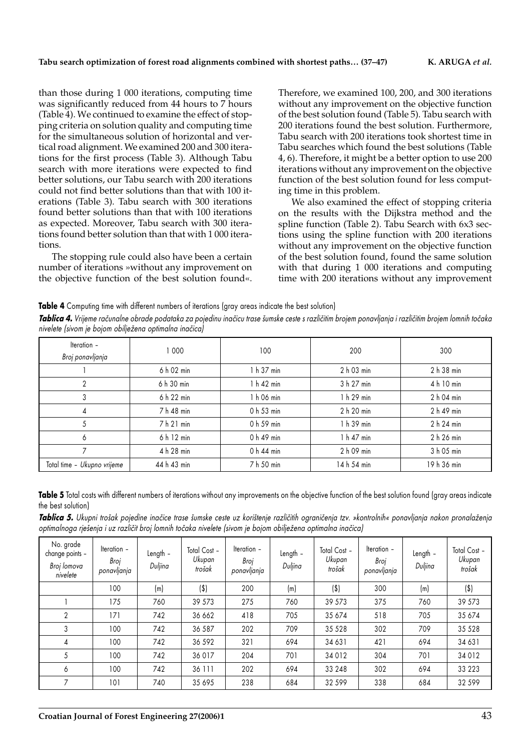than those during 1 000 iterations, computing time was significantly reduced from 44 hours to 7 hours (Table 4). We continued to examine the effect of stopping criteria on solution quality and computing time for the simultaneous solution of horizontal and vertical road alignment. We examined 200 and 300 iterations for the first process (Table 3). Although Tabu search with more iterations were expected to find better solutions, our Tabu search with 200 iterations could not find better solutions than that with 100 iterations (Table 3). Tabu search with 300 iterations found better solutions than that with 100 iterations as expected. Moreover, Tabu search with 300 iterations found better solution than that with 1 000 iterations.

The stopping rule could also have been a certain number of iterations »without any improvement on the objective function of the best solution found«. Therefore, we examined 100, 200, and 300 iterations without any improvement on the objective function of the best solution found (Table 5). Tabu search with 200 iterations found the best solution. Furthermore, Tabu search with 200 iterations took shortest time in Tabu searches which found the best solutions (Table 4, 6). Therefore, it might be a better option to use 200 iterations without any improvement on the objective function of the best solution found for less computing time in this problem.

We also examined the effect of stopping criteria on the results with the Dijkstra method and the spline function (Table 2). Tabu Search with 6x3 sections using the spline function with 200 iterations without any improvement on the objective function of the best solution found, found the same solution with that during 1 000 iterations and computing time with 200 iterations without any improvement

**Table 4** Computing time with different numbers of iterations (gray areas indicate the best solution)

***Tablica 4.*** *Vrijeme računalne obrade podataka za pojedinu inačicu trase šumske ceste s različitim brojem ponavljanja i različitim brojem lomnih točaka nivelete (sivom je bojom obilježena optimalna inačica)*

| Iteration – *Broj ponavljanja* | 1 000 | 100 | 200 | 300 |
|---|---|---|---|---|
| 1 | 6 h 02 min | 1 h 37 min | 2 h 03 min | 2 h 38 min |
| 2 | 6 h 30 min | 1 h 42 min | 3 h 27 min | 4 h 10 min |
| 3 | 6 h 22 min | 1 h 06 min | 1 h 29 min | 2 h 04 min |
| 4 | 7 h 48 min | 0 h 53 min | 2 h 20 min | 2 h 49 min |
| 5 | 7 h 21 min | 0 h 59 min | 1 h 39 min | 2 h 24 min |
| 6 | 6 h 12 min | 0 h 49 min | 1 h 47 min | 2 h 26 min |
| 7 | 4 h 28 min | 0 h 44 min | 2 h 09 min | 3 h 05 min |
| Total time – *Ukupno vrijeme* | 44 h 43 min | 7 h 50 min | 14 h 54 min | 19 h 36 min |

**Table 5** Total costs with different numbers of iterations without any improvements on the objective function of the best solution found (gray areas indicate the best solution)

***Tablica 5.*** *Ukupni trošak pojedine inačice trase šumske ceste uz korištenje različitih ograničenja tzv. »kontrolnih« ponavljanja nakon pronalaženja optimalnoga rješenja i uz različit broj lomnih točaka nivelete (sivom je bojom obilježena optimalna inačica)*

| No. grade change points – *Broj lomova nivelete* | Iteration – *Broj ponavljanja* | Length – *Duljina* | Total Cost – *Ukupan trošak* | Iteration – *Broj ponavljanja* | Length – *Duljina* | Total Cost – *Ukupan trošak* | Iteration – *Broj ponavljanja* | Length – *Duljina* | Total Cost – *Ukupan trošak* |
|---|---|---|---|---|---|---|---|---|---|
| | 100 | (m) | ($) | 200 | (m) | ($) | 300 | (m) | ($) |
| 1 | 175 | 760 | 39 573 | 275 | 760 | 39 573 | 375 | 760 | 39 573 |
| 2 | 171 | 742 | 36 662 | 418 | 705 | 35 674 | 518 | 705 | 35 674 |
| 3 | 100 | 742 | 36 587 | 202 | 709 | 35 528 | 302 | 709 | 35 528 |
| 4 | 100 | 742 | 36 592 | 321 | 694 | 34 631 | 421 | 694 | 34 631 |
| 5 | 100 | 742 | 36 017 | 204 | 701 | 34 012 | 304 | 701 | 34 012 |
| 6 | 100 | 742 | 36 111 | 202 | 694 | 33 248 | 302 | 694 | 33 223 |
| 7 | 101 | 740 | 35 695 | 238 | 684 | 32 599 | 338 | 684 | 32 599 |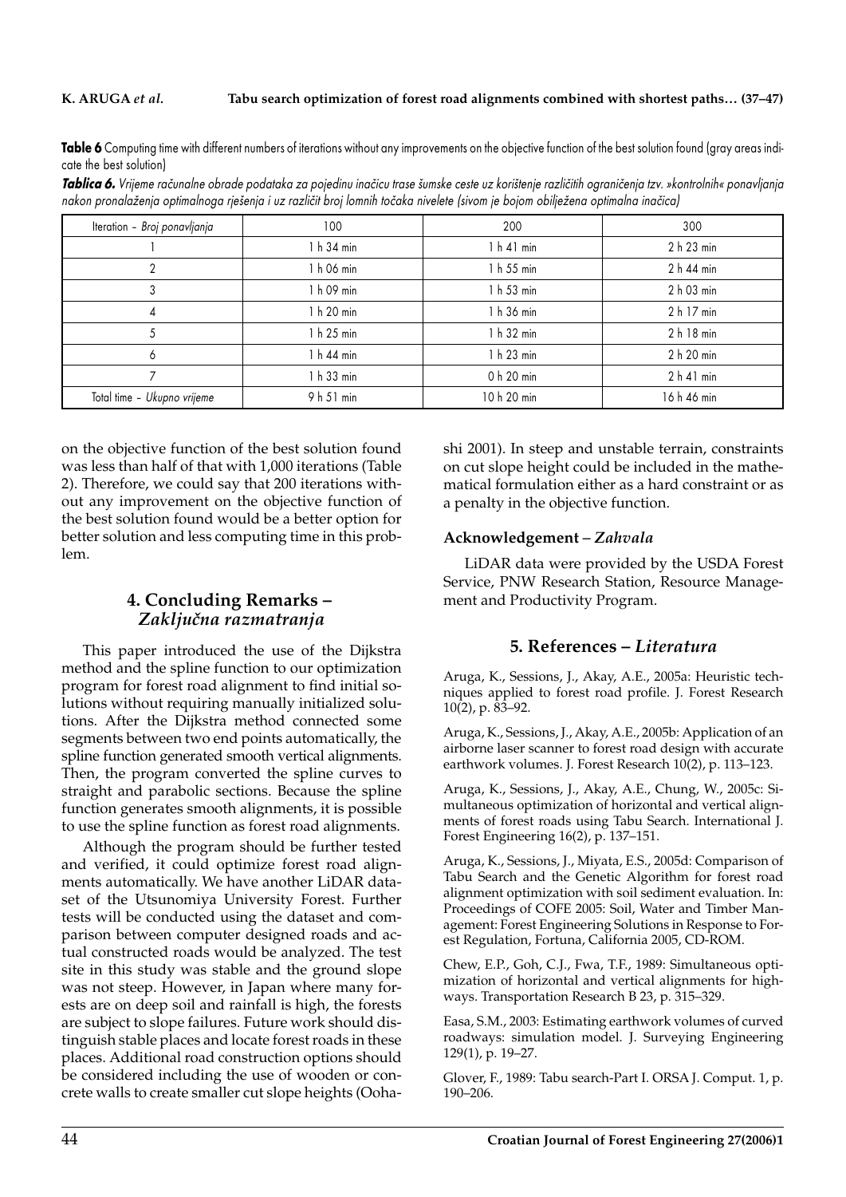**Table 6** Computing time with different numbers of iterations without any improvements on the objective function of the best solution found (gray areas indicate the best solution)

***Tablica 6.*** *Vrijeme računalne obrade podataka za pojedinu inačicu trase šumske ceste uz korištenje različitih ograničenja tzv. »kontrolnih« ponavljanja nakon pronalaženja optimalnoga rješenja i uz različit broj lomnih točaka nivelete (sivom je bojom obilježena optimalna inačica)*

| Iteration – *Broj ponavljanja* | 100 | 200 | 300 |
|---|---|---|---|
| 1 | 1 h 34 min | 1 h 41 min | 2 h 23 min |
| 2 | 1 h 06 min | 1 h 55 min | 2 h 44 min |
| 3 | 1 h 09 min | 1 h 53 min | 2 h 03 min |
| 4 | 1 h 20 min | 1 h 36 min | 2 h 17 min |
| 5 | 1 h 25 min | 1 h 32 min | 2 h 18 min |
| 6 | 1 h 44 min | 1 h 23 min | 2 h 20 min |
| 7 | 1 h 33 min | 0 h 20 min | 2 h 41 min |
| Total time – *Ukupno vrijeme* | 9 h 51 min | 10 h 20 min | 16 h 46 min |

on the objective function of the best solution found was less than half of that with 1,000 iterations (Table 2). Therefore, we could say that 200 iterations without any improvement on the objective function of the best solution found would be a better option for better solution and less computing time in this problem.

## 4. Concluding Remarks – *Zaključna razmatranja*

This paper introduced the use of the Dijkstra method and the spline function to our optimization program for forest road alignment to find initial solutions without requiring manually initialized solutions. After the Dijkstra method connected some segments between two end points automatically, the spline function generated smooth vertical alignments. Then, the program converted the spline curves to straight and parabolic sections. Because the spline function generates smooth alignments, it is possible to use the spline function as forest road alignments.

Although the program should be further tested and verified, it could optimize forest road alignments automatically. We have another LiDAR dataset of the Utsunomiya University Forest. Further tests will be conducted using the dataset and comparison between computer designed roads and actual constructed roads would be analyzed. The test site in this study was stable and the ground slope was not steep. However, in Japan where many forests are on deep soil and rainfall is high, the forests are subject to slope failures. Future work should distinguish stable places and locate forest roads in these places. Additional road construction options should be considered including the use of wooden or concrete walls to create smaller cut slope heights (Oohashi 2001). In steep and unstable terrain, constraints on cut slope height could be included in the mathematical formulation either as a hard constraint or as a penalty in the objective function.

### Acknowledgement – *Zahvala*

LiDAR data were provided by the USDA Forest Service, PNW Research Station, Resource Management and Productivity Program.

## 5. References – *Literatura*

Aruga, K., Sessions, J., Akay, A.E., 2005a: Heuristic techniques applied to forest road profile. J. Forest Research 10(2), p. 83–92.

Aruga, K., Sessions, J., Akay, A.E., 2005b: Application of an airborne laser scanner to forest road design with accurate earthwork volumes. J. Forest Research 10(2), p. 113–123.

Aruga, K., Sessions, J., Akay, A.E., Chung, W., 2005c: Simultaneous optimization of horizontal and vertical alignments of forest roads using Tabu Search. International J. Forest Engineering 16(2), p. 137–151.

Aruga, K., Sessions, J., Miyata, E.S., 2005d: Comparison of Tabu Search and the Genetic Algorithm for forest road alignment optimization with soil sediment evaluation. In: Proceedings of COFE 2005: Soil, Water and Timber Management: Forest Engineering Solutions in Response to Forest Regulation, Fortuna, California 2005, CD-ROM.

Chew, E.P., Goh, C.J., Fwa, T.F., 1989: Simultaneous optimization of horizontal and vertical alignments for highways. Transportation Research B 23, p. 315–329.

Easa, S.M., 2003: Estimating earthwork volumes of curved roadways: simulation model. J. Surveying Engineering 129(1), p. 19–27.

Glover, F., 1989: Tabu search-Part I. ORSA J. Comput. 1, p. 190–206.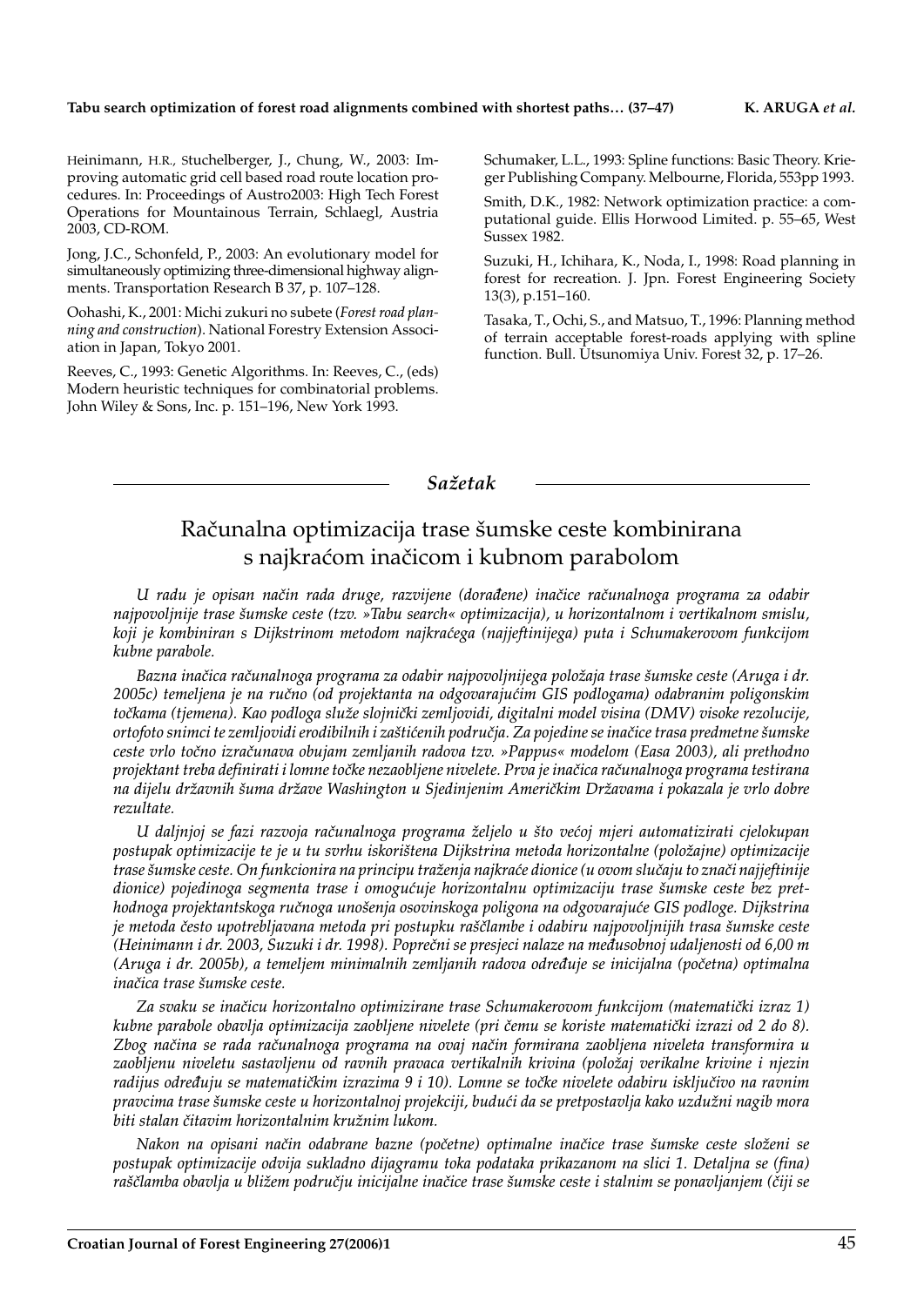Heinimann, H.R., Stuchelberger, J., Chung, W., 2003: Improving automatic grid cell based road route location procedures. In: Proceedings of Austro2003: High Tech Forest Operations for Mountainous Terrain, Schlaegl, Austria 2003, CD-ROM.

Jong, J.C., Schonfeld, P., 2003: An evolutionary model for simultaneously optimizing three-dimensional highway alignments. Transportation Research B 37, p. 107–128.

Oohashi, K., 2001: Michi zukuri no subete (*Forest road planning and construction*). National Forestry Extension Association in Japan, Tokyo 2001.

Reeves, C., 1993: Genetic Algorithms. In: Reeves, C., (eds) Modern heuristic techniques for combinatorial problems. John Wiley & Sons, Inc. p. 151–196, New York 1993.

Schumaker, L.L., 1993: Spline functions: Basic Theory. Krieger Publishing Company. Melbourne, Florida, 553pp 1993.

Smith, D.K., 1982: Network optimization practice: a computational guide. Ellis Horwood Limited. p. 55–65, West Sussex 1982.

Suzuki, H., Ichihara, K., Noda, I., 1998: Road planning in forest for recreation. J. Jpn. Forest Engineering Society 13(3), p.151–160.

Tasaka, T., Ochi, S., and Matsuo, T., 1996: Planning method of terrain acceptable forest-roads applying with spline function. Bull. Utsunomiya Univ. Forest 32, p. 17–26.

## *Sažetak*

# Računalna optimizacija trase šumske ceste kombinirana s najkraćom inačicom i kubnom parabolom

*U radu je opisan način rada druge, razvijene (dorađene) inačice računalnoga programa za odabir najpovoljnije trase šumske ceste (tzv. »Tabu search« optimizacija), u horizontalnom i vertikalnom smislu, koji je kombiniran s Dijkstrinom metodom najkraćega (najjeftinijega) puta i Schumakerovom funkcijom kubne parabole.*

*Bazna inačica računalnoga programa za odabir najpovoljnijega položaja trase šumske ceste (Aruga i dr. 2005c) temeljena je na ručno (od projektanta na odgovarajućim GIS podlogama) odabranim poligonskim točkama (tjemena). Kao podloga služe slojnički zemljovidi, digitalni model visina (DMV) visoke rezolucije, ortofoto snimci te zemljovidi erodibilnih i zaštićenih područja. Za pojedine se inačice trasa predmetne šumske ceste vrlo točno izračunava obujam zemljanih radova tzv. »Pappus« modelom (Easa 2003), ali prethodno projektant treba definirati i lomne točke nezaobljene nivelete. Prva je inačica računalnoga programa testirana na dijelu državnih šuma države Washington u Sjedinjenim Američkim Državama i pokazala je vrlo dobre rezultate.*

*U daljnjoj se fazi razvoja računalnoga programa željelo u što većoj mjeri automatizirati cjelokupan postupak optimizacije te je u tu svrhu iskorištena Dijkstrina metoda horizontalne (položajne) optimizacije trase šumske ceste. On funkcionira na principu traženja najkraće dionice (u ovom slučaju to znači najjeftinije dionice) pojedinoga segmenta trase i omogućuje horizontalnu optimizaciju trase šumske ceste bez prethodnoga projektantskoga ručnoga unošenja osovinskoga poligona na odgovarajuće GIS podloge. Dijkstrina je metoda često upotrebljavana metoda pri postupku raščlambe i odabiru najpovoljnijih trasa šumske ceste (Heinimann i dr. 2003, Suzuki i dr. 1998). Poprečni se presjeci nalaze na međusobnoj udaljenosti od 6,00 m (Aruga i dr. 2005b), a temeljem minimalnih zemljanih radova određuje se inicijalna (početna) optimalna inačica trase šumske ceste.*

*Za svaku se inačicu horizontalno optimizirane trase Schumakerovom funkcijom (matematički izraz 1) kubne parabole obavlja optimizacija zaobljene nivelete (pri čemu se koriste matematički izrazi od 2 do 8). Zbog načina se rada računalnoga programa na ovaj način formirana zaobljena niveleta transformira u zaobljenu niveletu sastavljenu od ravnih pravaca vertikalnih krivina (položaj verikalne krivine i njezin radijus određuju se matematičkim izrazima 9 i 10). Lomne se točke nivelete odabiru isključivo na ravnim pravcima trase šumske ceste u horizontalnoj projekciji, budući da se pretpostavlja kako uzdužni nagib mora biti stalan čitavim horizontalnim kružnim lukom.*

*Nakon na opisani način odabrane bazne (početne) optimalne inačice trase šumske ceste složeni se postupak optimizacije odvija sukladno dijagramu toka podataka prikazanom na slici 1. Detaljna se (fina) raščlamba obavlja u bližem području inicijalne inačice trase šumske ceste i stalnim se ponavljanjem (čiji se*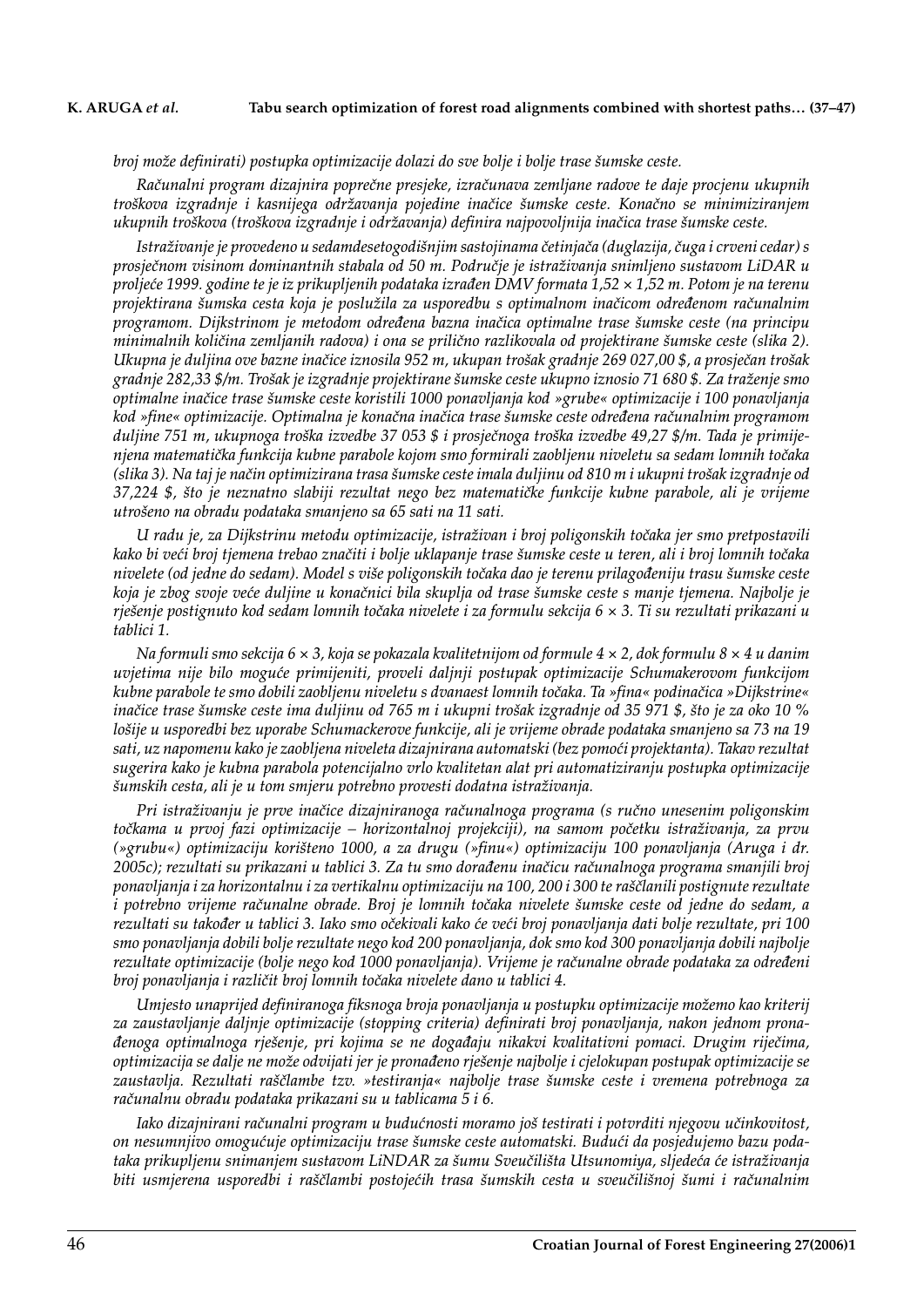*broj može definirati) postupka optimizacije dolazi do sve bolje i bolje trase šumske ceste.*

*Računalni program dizajnira poprečne presjeke, izračunava zemljane radove te daje procjenu ukupnih troškova izgradnje i kasnijega održavanja pojedine inačice šumske ceste. Konačno se minimiziranjem ukupnih troškova (troškova izgradnje i održavanja) definira najpovoljnija inačica trase šumske ceste.*

*Istraživanje je provedeno u sedamdesetogodišnjim sastojinama četinjača (duglazija, čuga i crveni cedar) s prosječnom visinom dominantnih stabala od 50 m. Područje je istraživanja snimljeno sustavom LiDAR u proljeće 1999. godine te je iz prikupljenih podataka izrađen DMV formata 1,52 × 1,52 m. Potom je na terenu projektirana šumska cesta koja je poslužila za usporedbu s optimalnom inačicom određenom računalnim programom. Dijkstrinom je metodom određena bazna inačica optimalne trase šumske ceste (na principu minimalnih količina zemljanih radova) i ona se prilično razlikovala od projektirane šumske ceste (slika 2). Ukupna je duljina ove bazne inačice iznosila 952 m, ukupan trošak gradnje 269 027,00 $, a prosječan trošak gradnje 282,33 $/m. Trošak je izgradnje projektirane šumske ceste ukupno iznosio 71 680 $. Za traženje smo optimalne inačice trase šumske ceste koristili 1000 ponavljanja kod »grube« optimizacije i 100 ponavljanja kod »fine« optimizacije. Optimalna je konačna inačica trase šumske ceste određena računalnim programom duljine 751 m, ukupnoga troška izvedbe 37 053 $ i prosječnoga troška izvedbe 49,27 $/m. Tada je primijenjena matematička funkcija kubne parabole kojom smo formirali zaobljenu niveletu sa sedam lomnih točaka (slika 3). Na taj je način optimizirana trasa šumske ceste imala duljinu od 810 m i ukupni trošak izgradnje od 37,224 $, što je neznatno slabiji rezultat nego bez matematičke funkcije kubne parabole, ali je vrijeme utrošeno na obradu podataka smanjeno sa 65 sati na 11 sati.*

*U radu je, za Dijkstrinu metodu optimizacije, istraživan i broj poligonskih točaka jer smo pretpostavili kako bi veći broj tjemena trebao značiti i bolje uklapanje trase šumske ceste u teren, ali i broj lomnih točaka nivelete (od jedne do sedam). Model s više poligonskih točaka dao je terenu prilagođeniju trasu šumske ceste koja je zbog svoje veće duljine u konačnici bila skuplja od trase šumske ceste s manje tjemena. Najbolje je rješenje postignuto kod sedam lomnih točaka nivelete i za formulu sekcija 6 × 3. Ti su rezultati prikazani u tablici 1.*

*Na formuli smo sekcija 6 × 3, koja se pokazala kvalitetnijom od formule 4 × 2, dok formulu 8 × 4 u danim uvjetima nije bilo moguće primijeniti, proveli daljnji postupak optimizacije Schumakerovom funkcijom kubne parabole te smo dobili zaobljenu niveletu s dvanaest lomnih točaka. Ta »fina« podinačica »Dijkstrine« inačice trase šumske ceste ima duljinu od 765 m i ukupni trošak izgradnje od 35 971 $, što je za oko 10 % lošije u usporedbi bez uporabe Schumackerove funkcije, ali je vrijeme obrade podataka smanjeno sa 73 na 19 sati, uz napomenu kako je zaobljena niveleta dizajnirana automatski (bez pomoći projektanta). Takav rezultat sugerira kako je kubna parabola potencijalno vrlo kvalitetan alat pri automatiziranju postupka optimizacije šumskih cesta, ali je u tom smjeru potrebno provesti dodatna istraživanja.*

*Pri istraživanju je prve inačice dizajniranoga računalnoga programa (s ručno unesenim poligonskim točkama u prvoj fazi optimizacije – horizontalnoj projekciji), na samom početku istraživanja, za prvu (»grubu«) optimizaciju korišteno 1000, a za drugu (»finu«) optimizaciju 100 ponavljanja (Aruga i dr. 2005c); rezultati su prikazani u tablici 3. Za tu smo dorađenu inačicu računalnoga programa smanjili broj ponavljanja i za horizontalnu i za vertikalnu optimizaciju na 100, 200 i 300 te raščlanili postignute rezultate i potrebno vrijeme računalne obrade. Broj je lomnih točaka nivelete šumske ceste od jedne do sedam, a rezultati su također u tablici 3. Iako smo očekivali kako će veći broj ponavljanja dati bolje rezultate, pri 100 smo ponavljanja dobili bolje rezultate nego kod 200 ponavljanja, dok smo kod 300 ponavljanja dobili najbolje rezultate optimizacije (bolje nego kod 1000 ponavljanja). Vrijeme je računalne obrade podataka za određeni broj ponavljanja i različit broj lomnih točaka nivelete dano u tablici 4.*

*Umjesto unaprijed definiranoga fiksnoga broja ponavljanja u postupku optimizacije možemo kao kriterij za zaustavljanje daljnje optimizacije (stopping criteria) definirati broj ponavljanja, nakon jednom pronađenoga optimalnoga rješenje, pri kojima se ne događaju nikakvi kvalitativni pomaci. Drugim riječima, optimizacija se dalje ne može odvijati jer je pronađeno rješenje najbolje i cjelokupan postupak optimizacije se zaustavlja. Rezultati raščlambe tzv. »testiranja« najbolje trase šumske ceste i vremena potrebnoga za računalnu obradu podataka prikazani su u tablicama 5 i 6.*

*Iako dizajnirani računalni program u budućnosti moramo još testirati i potvrditi njegovu učinkovitost, on nesumnjivo omogućuje optimizaciju trase šumske ceste automatski. Budući da posjedujemo bazu podataka prikupljenu snimanjem sustavom LiNDAR za šumu Sveučilišta Utsunomiya, sljedeća će istraživanja biti usmjerena usporedbi i raščlambi postojećih trasa šumskih cesta u sveučilišnoj šumi i računalnim*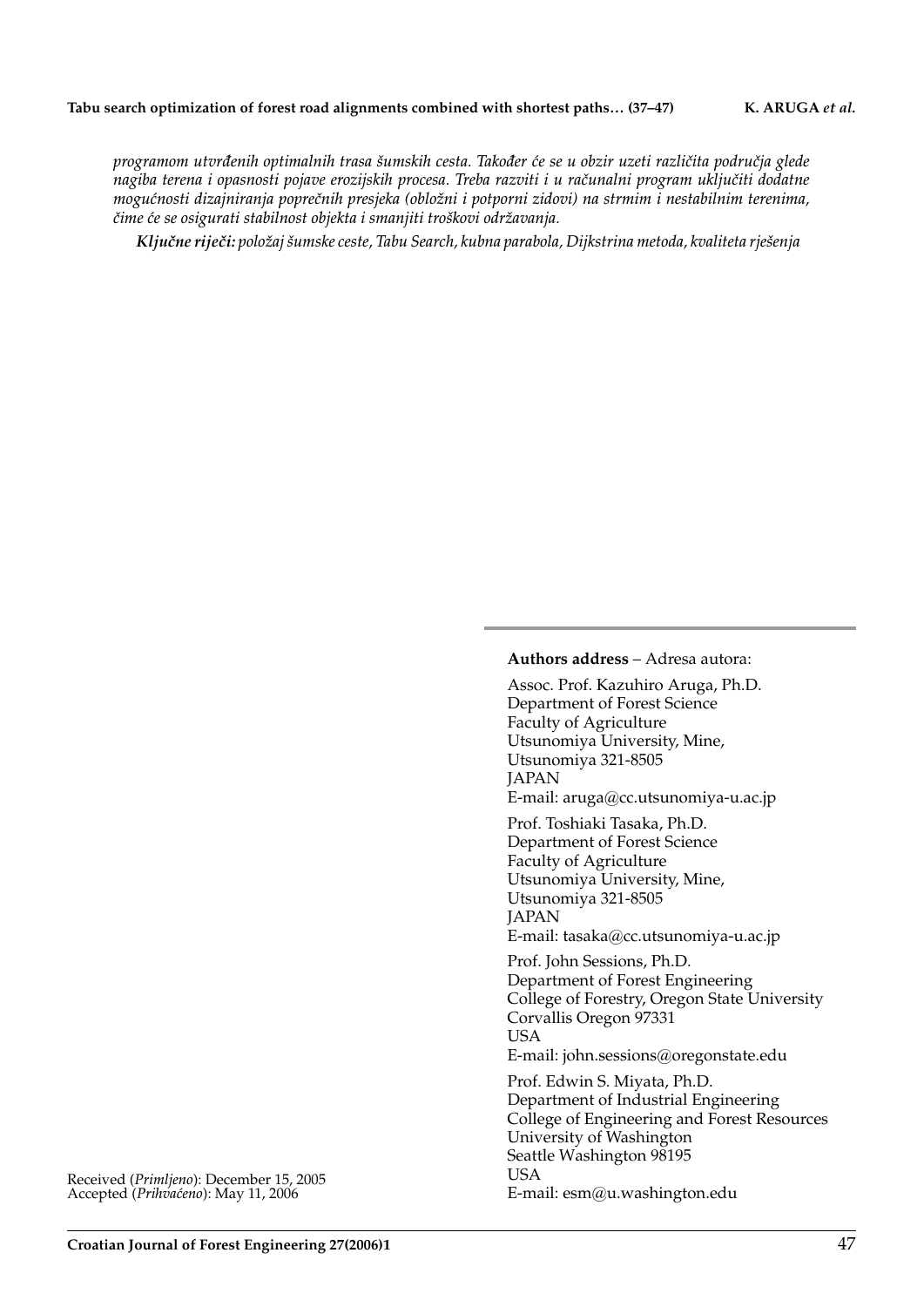*programom utvrđenih optimalnih trasa šumskih cesta. Također će se u obzir uzeti različita područja glede nagiba terena i opasnosti pojave erozijskih procesa. Treba razviti i u računalni program uključiti dodatne mogućnosti dizajniranja poprečnih presjeka (obložni i potporni zidovi) na strmim i nestabilnim terenima, čime će se osigurati stabilnost objekta i smanjiti troškovi održavanja.*

***Ključne riječi:*** *položaj šumske ceste, Tabu Search, kubna parabola, Dijkstrina metoda, kvaliteta rješenja*

**Authors address** – Adresa autora:

Assoc. Prof. Kazuhiro Aruga, Ph.D.
Department of Forest Science
Faculty of Agriculture
Utsunomiya University, Mine,
Utsunomiya 321-8505
JAPAN
E-mail: aruga@cc.utsunomiya-u.ac.jp

Prof. Toshiaki Tasaka, Ph.D.
Department of Forest Science
Faculty of Agriculture
Utsunomiya University, Mine,
Utsunomiya 321-8505
JAPAN
E-mail: tasaka@cc.utsunomiya-u.ac.jp

Prof. John Sessions, Ph.D.
Department of Forest Engineering
College of Forestry, Oregon State University
Corvallis Oregon 97331
USA
E-mail: john.sessions@oregonstate.edu

Prof. Edwin S. Miyata, Ph.D.
Department of Industrial Engineering
College of Engineering and Forest Resources
University of Washington
Seattle Washington 98195
USA
E-mail: esm@u.washington.edu

Received (*Primljeno*): December 15, 2005
Accepted (*Prihvaćeno*): May 11, 2006